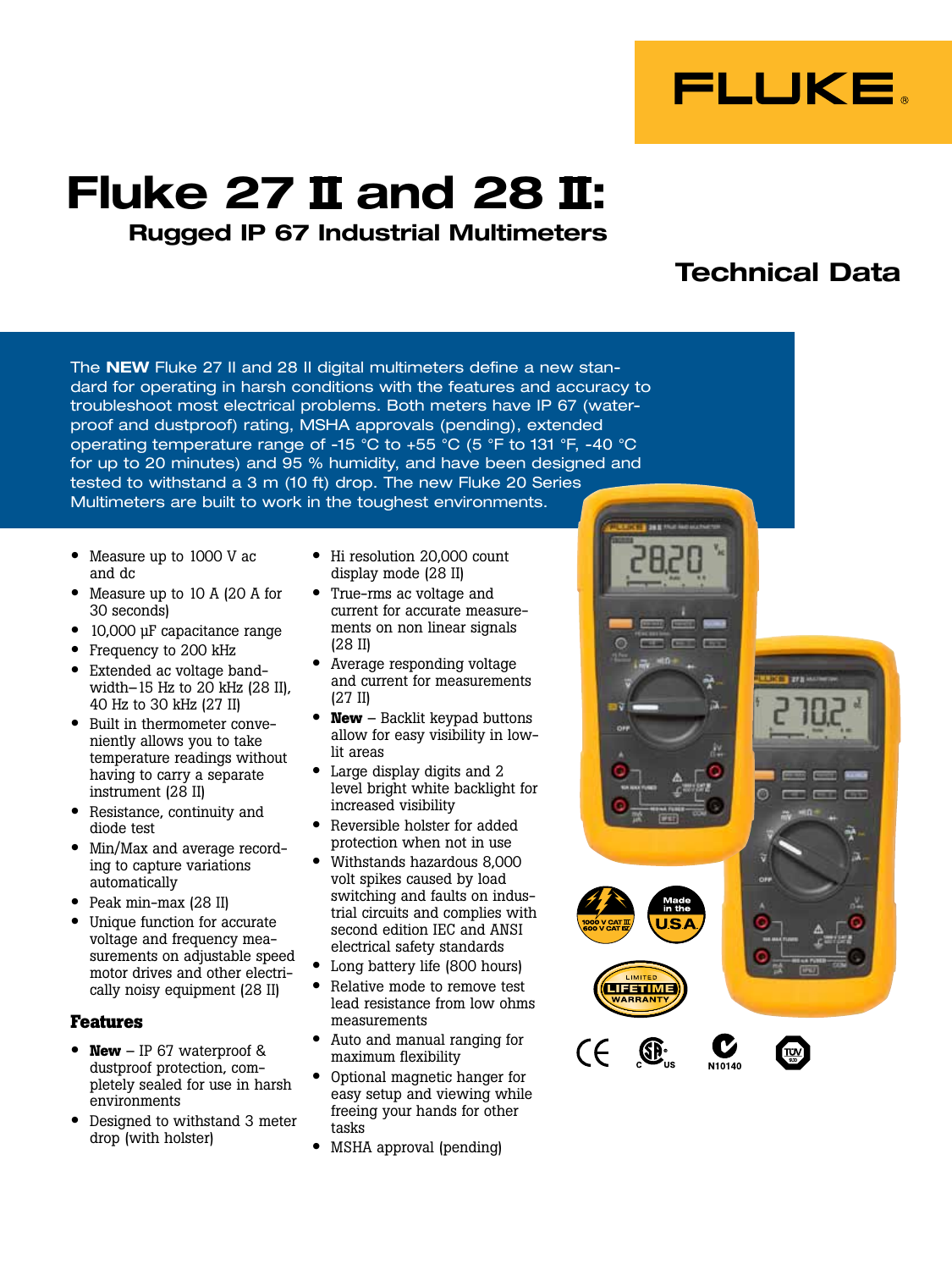FLUKE

# Fluke 27 II and 28 II:

## Rugged IP 67 Industrial Multimeters

## Technical Data

The **NEW** Fluke 27 II and 28 II digital multimeters define a new standard for operating in harsh conditions with the features and accuracy to troubleshoot most electrical problems. Both meters have IP 67 (waterproof and dustproof) rating, MSHA approvals (pending), extended operating temperature range of -15 °C to +55 °C (5 °F to 131 °F, -40 °C for up to 20 minutes) and 95 % humidity, and have been designed and tested to withstand a 3 m (10 ft) drop. The new Fluke 20 Series Multimeters are built to work in the toughest environments.

- Measure up to 1000 V ac and dc
- Measure up to 10 A (20 A for 30 seconds)
- 10,000 µF capacitance range
- Frequency to 200 kHz
- Extended ac voltage bandwidth–15 Hz to 20 kHz (28 II), 40 Hz to 30 kHz (27 II)
- Built in thermometer conveniently allows you to take temperature readings without having to carry a separate instrument (28 II)
- Resistance, continuity and diode test
- Min/Max and average recording to capture variations automatically
- Peak min-max (28 II)
- Unique function for accurate voltage and frequency measurements on adjustable speed motor drives and other electrically noisy equipment (28 II)

### Features

- **New** – IP 67 waterproof & dustproof protection, completely sealed for use in harsh environments
- Designed to withstand 3 meter drop (with holster)
- Hi resolution 20,000 count display mode (28 II)
- True-rms ac voltage and current for accurate measurements on non linear signals (28 II)
- Average responding voltage and current for measurements (27 II)
- **New** – Backlit keypad buttons allow for easy visibility in low-lit areas
- Large display digits and 2 level bright white backlight for increased visibility
- Reversible holster for added protection when not in use
- Withstands hazardous 8,000 volt spikes caused by load switching and faults on industrial circuits and complies with second edition IEC and ANSI electrical safety standards
- Long battery life (800 hours)
- Relative mode to remove test lead resistance from low ohms measurements
- Auto and manual ranging for maximum flexibility
- Optional magnetic hanger for easy setup and viewing while freeing your hands for other tasks
- MSHA approval (pending)

1000 V CAT III / 600 V CAT IV

Made in the USA

LIMITED LIFETIME WARRANTY

N10140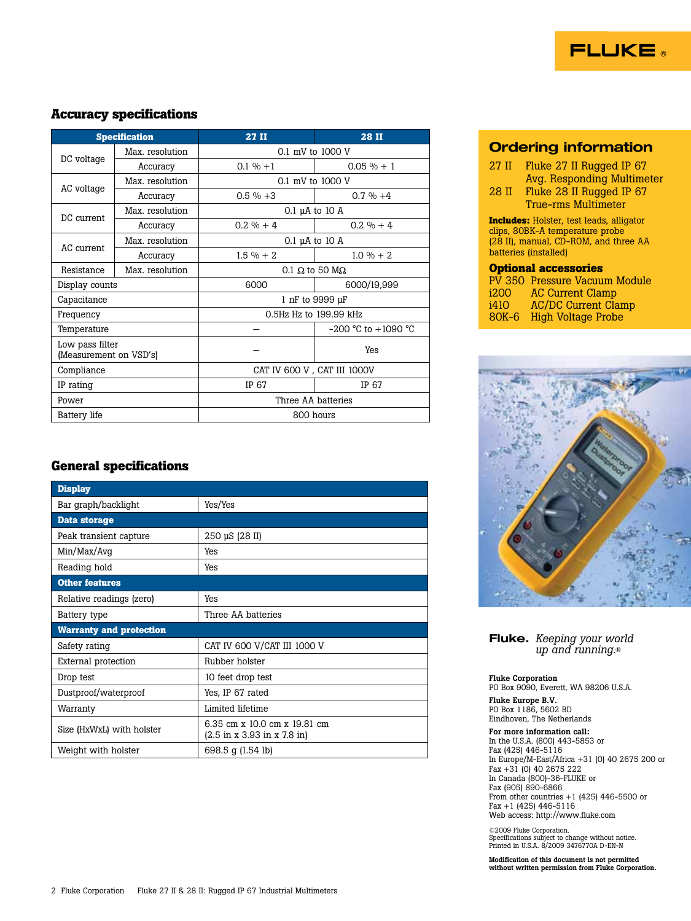## Accuracy specifications

| Specification | | 27 II | 28 II |
|---|---|---|---|
| DC voltage | Max. resolution | 0.1 mV to 1000 V | |
| | Accuracy | 0.1 % +1 | 0.05 % + 1 |
| AC voltage | Max. resolution | 0.1 mV to 1000 V | |
| | Accuracy | 0.5 % +3 | 0.7 % +4 |
| DC current | Max. resolution | 0.1 µA to 10 A | |
| | Accuracy | 0.2 % + 4 | 0.2 % + 4 |
| AC current | Max. resolution | 0.1 µA to 10 A | |
| | Accuracy | 1.5 % + 2 | 1.0 % + 2 |
| Resistance | Max. resolution | 0.1 Ω to 50 MΩ | |
| Display counts | | 6000 | 6000/19,999 |
| Capacitance | | 1 nF to 9999 µF | |
| Frequency | | 0.5Hz Hz to 199.99 kHz | |
| Temperature | | – | -200 °C to +1090 °C |
| Low pass filter (Measurement on VSD's) | | – | Yes |
| Compliance | | CAT IV 600 V , CAT III 1000V | |
| IP rating | | IP 67 | IP 67 |
| Power | | Three AA batteries | |
| Battery life | | 800 hours | |

## General specifications

| | |
|---|---|
| **Display** | |
| Bar graph/backlight | Yes/Yes |
| **Data storage** | |
| Peak transient capture | 250 µS (28 II) |
| Min/Max/Avg | Yes |
| Reading hold | Yes |
| **Other features** | |
| Relative readings (zero) | Yes |
| Battery type | Three AA batteries |
| **Warranty and protection** | |
| Safety rating | CAT IV 600 V/CAT III 1000 V |
| External protection | Rubber holster |
| Drop test | 10 feet drop test |
| Dustproof/waterproof | Yes, IP 67 rated |
| Warranty | Limited lifetime |
| Size (HxWxL) with holster | 6.35 cm x 10.0 cm x 19.81 cm (2.5 in x 3.93 in x 7.8 in) |
| Weight with holster | 698.5 g (1.54 lb) |

## Ordering information

27 II Fluke 27 II Rugged IP 67 Avg. Responding Multimeter

28 II Fluke 28 II Rugged IP 67 True-rms Multimeter

**Includes:** Holster, test leads, alligator clips, 80BK-A temperature probe (28 II), manual, CD-ROM, and three AA batteries (installed)

### Optional accessories

PV 350 Pressure Vacuum Module
i200 AC Current Clamp
i410 AC/DC Current Clamp
80K-6 High Voltage Probe

**Fluke.** *Keeping your world up and running.®*

**Fluke Corporation**
PO Box 9090, Everett, WA 98206 U.S.A.

**Fluke Europe B.V.**
PO Box 1186, 5602 BD
Eindhoven, The Netherlands

**For more information call:**
In the U.S.A. (800) 443-5853 or
Fax (425) 446-5116
In Europe/M-East/Africa +31 (0) 40 2675 200 or
Fax +31 (0) 40 2675 222
In Canada (800)-36-FLUKE or
Fax (905) 890-6866
From other countries +1 (425) 446-5500 or
Fax +1 (425) 446-5116
Web access: http://www.fluke.com

©2009 Fluke Corporation.
Specifications subject to change without notice.
Printed in U.S.A. 8/2009 3476770A D-EN-N

**Modification of this document is not permitted without written permission from Fluke Corporation.**